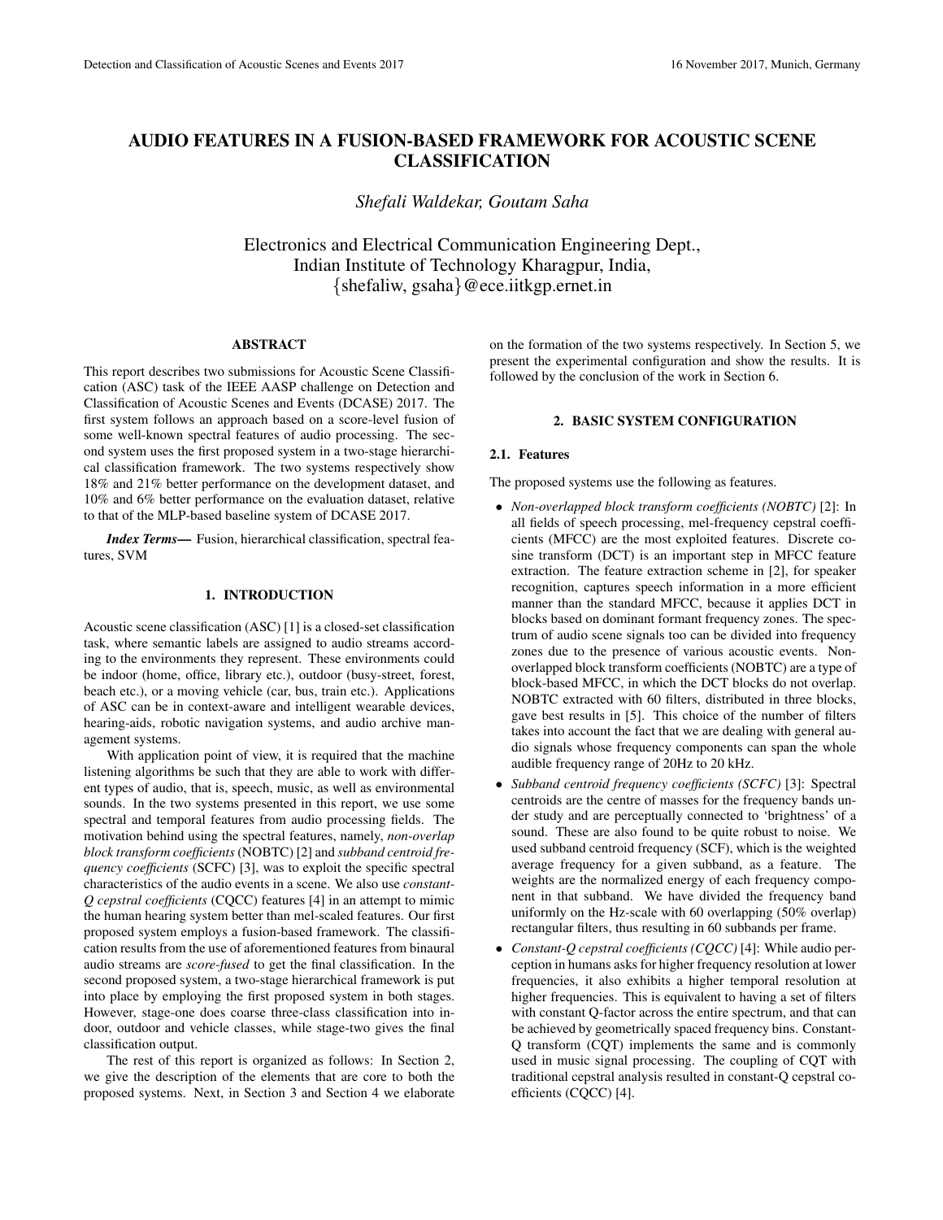# AUDIO FEATURES IN A FUSION-BASED FRAMEWORK FOR ACOUSTIC SCENE CLASSIFICATION

*Shefali Waldekar, Goutam Saha*

Electronics and Electrical Communication Engineering Dept.,
Indian Institute of Technology Kharagpur, India,
{shefaliw, gsaha}@ece.iitkgp.ernet.in

## ABSTRACT

This report describes two submissions for Acoustic Scene Classification (ASC) task of the IEEE AASP challenge on Detection and Classification of Acoustic Scenes and Events (DCASE) 2017. The first system follows an approach based on a score-level fusion of some well-known spectral features of audio processing. The second system uses the first proposed system in a two-stage hierarchical classification framework. The two systems respectively show 18% and 21% better performance on the development dataset, and 10% and 6% better performance on the evaluation dataset, relative to that of the MLP-based baseline system of DCASE 2017.

***Index Terms***— Fusion, hierarchical classification, spectral features, SVM

## 1. INTRODUCTION

Acoustic scene classification (ASC) [1] is a closed-set classification task, where semantic labels are assigned to audio streams according to the environments they represent. These environments could be indoor (home, office, library etc.), outdoor (busy-street, forest, beach etc.), or a moving vehicle (car, bus, train etc.). Applications of ASC can be in context-aware and intelligent wearable devices, hearing-aids, robotic navigation systems, and audio archive management systems.

With application point of view, it is required that the machine listening algorithms be such that they are able to work with different types of audio, that is, speech, music, as well as environmental sounds. In the two systems presented in this report, we use some spectral and temporal features from audio processing fields. The motivation behind using the spectral features, namely, *non-overlap block transform coefficients* (NOBTC) [2] and *subband centroid frequency coefficients* (SCFC) [3], was to exploit the specific spectral characteristics of the audio events in a scene. We also use *constant-Q cepstral coefficients* (CQCC) features [4] in an attempt to mimic the human hearing system better than mel-scaled features. Our first proposed system employs a fusion-based framework. The classification results from the use of aforementioned features from binaural audio streams are *score-fused* to get the final classification. In the second proposed system, a two-stage hierarchical framework is put into place by employing the first proposed system in both stages. However, stage-one does coarse three-class classification into indoor, outdoor and vehicle classes, while stage-two gives the final classification output.

The rest of this report is organized as follows: In Section 2, we give the description of the elements that are core to both the proposed systems. Next, in Section 3 and Section 4 we elaborate on the formation of the two systems respectively. In Section 5, we present the experimental configuration and show the results. It is followed by the conclusion of the work in Section 6.

## 2. BASIC SYSTEM CONFIGURATION

### 2.1. Features

The proposed systems use the following as features.

- *Non-overlapped block transform coefficients (NOBTC)* [2]: In all fields of speech processing, mel-frequency cepstral coefficients (MFCC) are the most exploited features. Discrete cosine transform (DCT) is an important step in MFCC feature extraction. The feature extraction scheme in [2], for speaker recognition, captures speech information in a more efficient manner than the standard MFCC, because it applies DCT in blocks based on dominant formant frequency zones. The spectrum of audio scene signals too can be divided into frequency zones due to the presence of various acoustic events. Non-overlapped block transform coefficients (NOBTC) are a type of block-based MFCC, in which the DCT blocks do not overlap. NOBTC extracted with 60 filters, distributed in three blocks, gave best results in [5]. This choice of the number of filters takes into account the fact that we are dealing with general audio signals whose frequency components can span the whole audible frequency range of 20Hz to 20 kHz.
- *Subband centroid frequency coefficients (SCFC)* [3]: Spectral centroids are the centre of masses for the frequency bands under study and are perceptually connected to 'brightness' of a sound. These are also found to be quite robust to noise. We used subband centroid frequency (SCF), which is the weighted average frequency for a given subband, as a feature. The weights are the normalized energy of each frequency component in that subband. We have divided the frequency band uniformly on the Hz-scale with 60 overlapping (50% overlap) rectangular filters, thus resulting in 60 subbands per frame.
- *Constant-Q cepstral coefficients (CQCC)* [4]: While audio perception in humans asks for higher frequency resolution at lower frequencies, it also exhibits a higher temporal resolution at higher frequencies. This is equivalent to having a set of filters with constant Q-factor across the entire spectrum, and that can be achieved by geometrically spaced frequency bins. Constant-Q transform (CQT) implements the same and is commonly used in music signal processing. The coupling of CQT with traditional cepstral analysis resulted in constant-Q cepstral coefficients (CQCC) [4].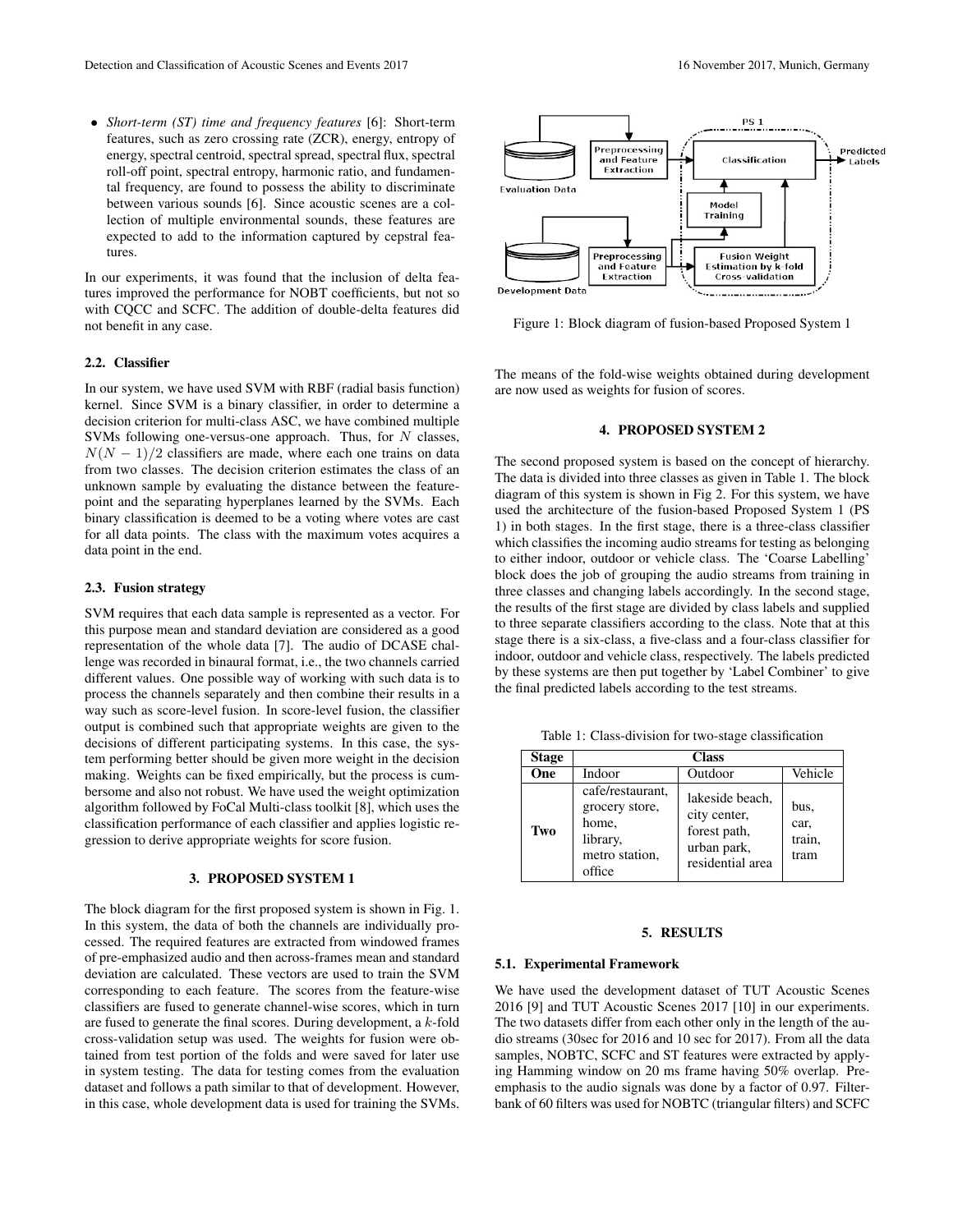- *Short-term (ST) time and frequency features* [6]: Short-term features, such as zero crossing rate (ZCR), energy, entropy of energy, spectral centroid, spectral spread, spectral flux, spectral roll-off point, spectral entropy, harmonic ratio, and fundamental frequency, are found to possess the ability to discriminate between various sounds [6]. Since acoustic scenes are a collection of multiple environmental sounds, these features are expected to add to the information captured by cepstral features.

In our experiments, it was found that the inclusion of delta features improved the performance for NOBT coefficients, but not so with CQCC and SCFC. The addition of double-delta features did not benefit in any case.

### 2.2. Classifier

In our system, we have used SVM with RBF (radial basis function) kernel. Since SVM is a binary classifier, in order to determine a decision criterion for multi-class ASC, we have combined multiple SVMs following one-versus-one approach. Thus, for $N$ classes, $N(N-1)/2$ classifiers are made, where each one trains on data from two classes. The decision criterion estimates the class of an unknown sample by evaluating the distance between the feature-point and the separating hyperplanes learned by the SVMs. Each binary classification is deemed to be a voting where votes are cast for all data points. The class with the maximum votes acquires a data point in the end.

### 2.3. Fusion strategy

SVM requires that each data sample is represented as a vector. For this purpose mean and standard deviation are considered as a good representation of the whole data [7]. The audio of DCASE challenge was recorded in binaural format, i.e., the two channels carried different values. One possible way of working with such data is to process the channels separately and then combine their results in a way such as score-level fusion. In score-level fusion, the classifier output is combined such that appropriate weights are given to the decisions of different participating systems. In this case, the system performing better should be given more weight in the decision making. Weights can be fixed empirically, but the process is cumbersome and also not robust. We have used the weight optimization algorithm followed by FoCal Multi-class toolkit [8], which uses the classification performance of each classifier and applies logistic regression to derive appropriate weights for score fusion.

## 3. PROPOSED SYSTEM 1

The block diagram for the first proposed system is shown in Fig. 1. In this system, the data of both the channels are individually processed. The required features are extracted from windowed frames of pre-emphasized audio and then across-frames mean and standard deviation are calculated. These vectors are used to train the SVM corresponding to each feature. The scores from the feature-wise classifiers are fused to generate channel-wise scores, which in turn are fused to generate the final scores. During development, a $k$-fold cross-validation setup was used. The weights for fusion were obtained from test portion of the folds and were saved for later use in system testing. The data for testing comes from the evaluation dataset and follows a path similar to that of development. However, in this case, whole development data is used for training the SVMs.

Figure 1: Block diagram of fusion-based Proposed System 1

The means of the fold-wise weights obtained during development are now used as weights for fusion of scores.

## 4. PROPOSED SYSTEM 2

The second proposed system is based on the concept of hierarchy. The data is divided into three classes as given in Table 1. The block diagram of this system is shown in Fig 2. For this system, we have used the architecture of the fusion-based Proposed System 1 (PS 1) in both stages. In the first stage, there is a three-class classifier which classifies the incoming audio streams for testing as belonging to either indoor, outdoor or vehicle class. The 'Coarse Labelling' block does the job of grouping the audio streams from training in three classes and changing labels accordingly. In the second stage, the results of the first stage are divided by class labels and supplied to three separate classifiers according to the class. Note that at this stage there is a six-class, a five-class and a four-class classifier for indoor, outdoor and vehicle class, respectively. The labels predicted by these systems are then put together by 'Label Combiner' to give the final predicted labels according to the test streams.

Table 1: Class-division for two-stage classification

| Stage | Class | | |
|---|---|---|---|
| One | Indoor | Outdoor | Vehicle |
| Two | cafe/restaurant, grocery store, home, library, metro station, office | lakeside beach, city center, forest path, urban park, residential area | bus, car, train, tram |

## 5. RESULTS

### 5.1. Experimental Framework

We have used the development dataset of TUT Acoustic Scenes 2016 [9] and TUT Acoustic Scenes 2017 [10] in our experiments. The two datasets differ from each other only in the length of the audio streams (30sec for 2016 and 10 sec for 2017). From all the data samples, NOBTC, SCFC and ST features were extracted by applying Hamming window on 20 ms frame having 50% overlap. Pre-emphasis to the audio signals was done by a factor of 0.97. Filterbank of 60 filters was used for NOBTC (triangular filters) and SCFC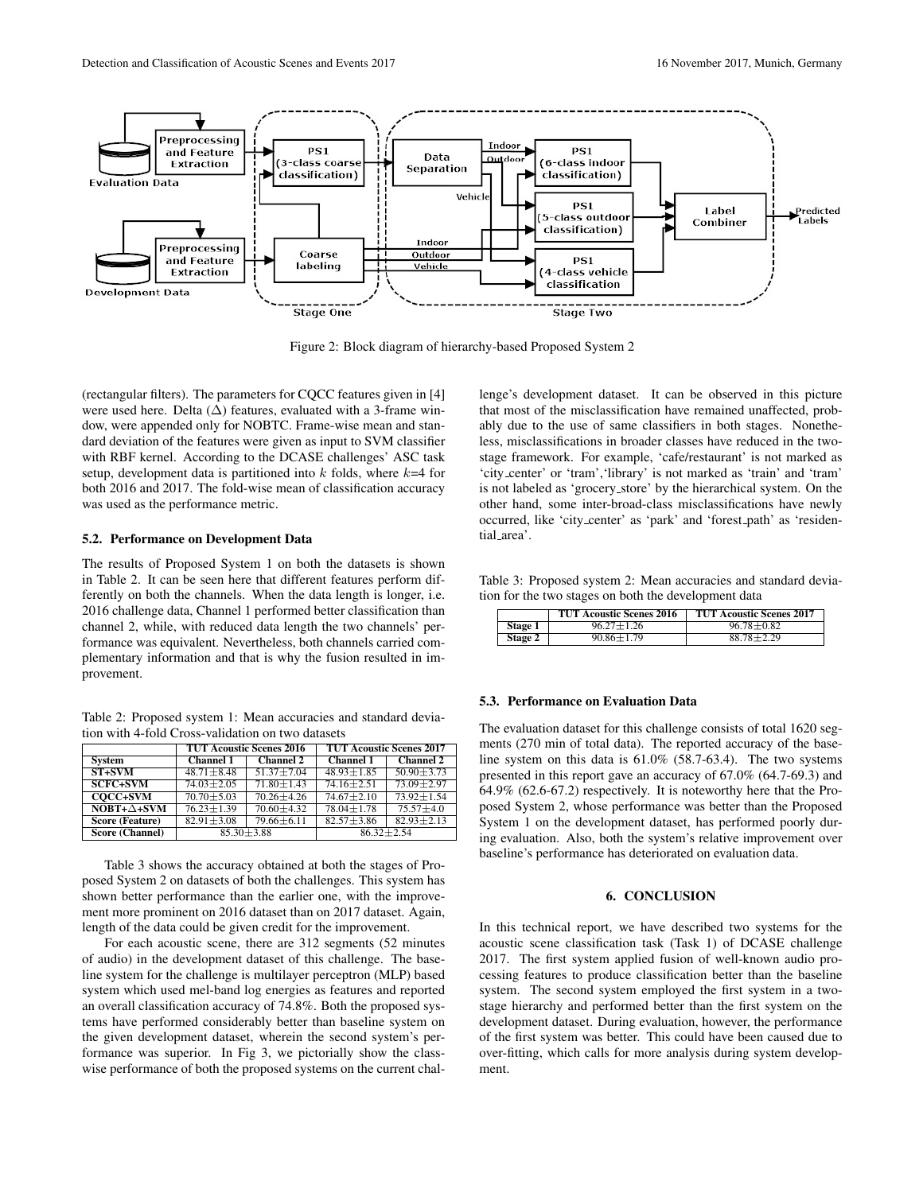Figure 2: Block diagram of hierarchy-based Proposed System 2

(rectangular filters). The parameters for CQCC features given in [4] were used here. Delta ($\Delta$) features, evaluated with a 3-frame window, were appended only for NOBTC. Frame-wise mean and standard deviation of the features were given as input to SVM classifier with RBF kernel. According to the DCASE challenges' ASC task setup, development data is partitioned into $k$ folds, where $k$=4 for both 2016 and 2017. The fold-wise mean of classification accuracy was used as the performance metric.

### 5.2. Performance on Development Data

The results of Proposed System 1 on both the datasets is shown in Table 2. It can be seen here that different features perform differently on both the channels. When the data length is longer, i.e. 2016 challenge data, Channel 1 performed better classification than channel 2, while, with reduced data length the two channels' performance was equivalent. Nevertheless, both channels carried complementary information and that is why the fusion resulted in improvement.

Table 2: Proposed system 1: Mean accuracies and standard deviation with 4-fold Cross-validation on two datasets

| | TUT Acoustic Scenes 2016 | | TUT Acoustic Scenes 2017 | |
|---|---|---|---|---|
| System | Channel 1 | Channel 2 | Channel 1 | Channel 2 |
| ST+SVM | 48.71±8.48 | 51.37±7.04 | 48.93±1.85 | 50.90±3.73 |
| SCFC+SVM | 74.03±2.05 | 71.80±1.43 | 74.16±2.51 | 73.09±2.97 |
| CQCC+SVM | 70.70±5.03 | 70.26±4.26 | 74.67±2.10 | 73.92±1.54 |
| NOBT+$\Delta$+SVM | 76.23±1.39 | 70.60±4.32 | 78.04±1.78 | 75.57±4.0 |
| Score (Feature) | 82.91±3.08 | 79.66±6.11 | 82.57±3.86 | 82.93±2.13 |
| Score (Channel) | 85.30±3.88 | | 86.32±2.54 | |

Table 3 shows the accuracy obtained at both the stages of Proposed System 2 on datasets of both the challenges. This system has shown better performance than the earlier one, with the improvement more prominent on 2016 dataset than on 2017 dataset. Again, length of the data could be given credit for the improvement.

For each acoustic scene, there are 312 segments (52 minutes of audio) in the development dataset of this challenge. The baseline system for the challenge is multilayer perceptron (MLP) based system which used mel-band log energies as features and reported an overall classification accuracy of 74.8%. Both the proposed systems have performed considerably better than baseline system on the given development dataset, wherein the second system's performance was superior. In Fig 3, we pictorially show the class-wise performance of both the proposed systems on the current challenge's development dataset. It can be observed in this picture that most of the misclassification have remained unaffected, probably due to the use of same classifiers in both stages. Nonetheless, misclassifications in broader classes have reduced in the two-stage framework. For example, 'cafe/restaurant' is not marked as 'city_center' or 'tram','library' is not marked as 'train' and 'tram' is not labeled as 'grocery_store' by the hierarchical system. On the other hand, some inter-broad-class misclassifications have newly occurred, like 'city_center' as 'park' and 'forest_path' as 'residential_area'.

Table 3: Proposed system 2: Mean accuracies and standard deviation for the two stages on both the development data

| | TUT Acoustic Scenes 2016 | TUT Acoustic Scenes 2017 |
|---|---|---|
| Stage 1 | 96.27±1.26 | 96.78±0.82 |
| Stage 2 | 90.86±1.79 | 88.78±2.29 |

### 5.3. Performance on Evaluation Data

The evaluation dataset for this challenge consists of total 1620 segments (270 min of total data). The reported accuracy of the baseline system on this data is 61.0% (58.7-63.4). The two systems presented in this report gave an accuracy of 67.0% (64.7-69.3) and 64.9% (62.6-67.2) respectively. It is noteworthy here that the Proposed System 2, whose performance was better than the Proposed System 1 on the development dataset, has performed poorly during evaluation. Also, both the system's relative improvement over baseline's performance has deteriorated on evaluation data.

## 6. CONCLUSION

In this technical report, we have described two systems for the acoustic scene classification task (Task 1) of DCASE challenge 2017. The first system applied fusion of well-known audio processing features to produce classification better than the baseline system. The second system employed the first system in a two-stage hierarchy and performed better than the first system on the development dataset. During evaluation, however, the performance of the first system was better. This could have been caused due to over-fitting, which calls for more analysis during system development.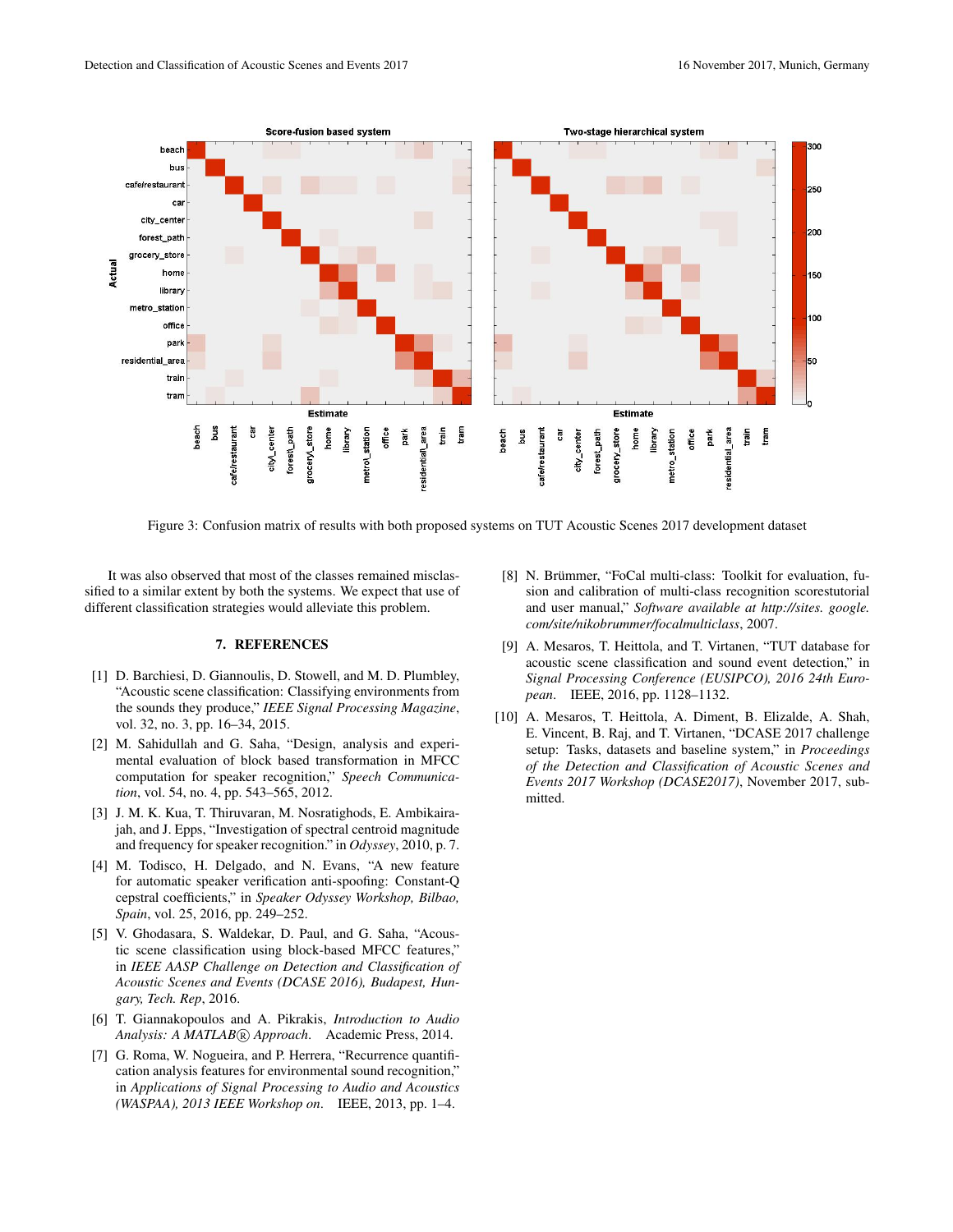Score-fusion based system

Two-stage hierarchical system

Actual

Estimate

beach
bus
cafe/restaurant
car
city_center
forest_path
grocery_store
home
library
metro_station
office
park
residential_area
train
tram

0
50
100
150
200
250
300

Figure 3: Confusion matrix of results with both proposed systems on TUT Acoustic Scenes 2017 development dataset

It was also observed that most of the classes remained misclassified to a similar extent by both the systems. We expect that use of different classification strategies would alleviate this problem.

## 7. REFERENCES

[1] D. Barchiesi, D. Giannoulis, D. Stowell, and M. D. Plumbley, "Acoustic scene classification: Classifying environments from the sounds they produce," *IEEE Signal Processing Magazine*, vol. 32, no. 3, pp. 16–34, 2015.

[2] M. Sahidullah and G. Saha, "Design, analysis and experimental evaluation of block based transformation in MFCC computation for speaker recognition," *Speech Communication*, vol. 54, no. 4, pp. 543–565, 2012.

[3] J. M. K. Kua, T. Thiruvaran, M. Nosratighods, E. Ambikairajah, and J. Epps, "Investigation of spectral centroid magnitude and frequency for speaker recognition." in *Odyssey*, 2010, p. 7.

[4] M. Todisco, H. Delgado, and N. Evans, "A new feature for automatic speaker verification anti-spoofing: Constant-Q cepstral coefficients," in *Speaker Odyssey Workshop, Bilbao, Spain*, vol. 25, 2016, pp. 249–252.

[5] V. Ghodasara, S. Waldekar, D. Paul, and G. Saha, "Acoustic scene classification using block-based MFCC features," in *IEEE AASP Challenge on Detection and Classification of Acoustic Scenes and Events (DCASE 2016), Budapest, Hungary, Tech. Rep*, 2016.

[6] T. Giannakopoulos and A. Pikrakis, *Introduction to Audio Analysis: A MATLAB® Approach*. Academic Press, 2014.

[7] G. Roma, W. Nogueira, and P. Herrera, "Recurrence quantification analysis features for environmental sound recognition," in *Applications of Signal Processing to Audio and Acoustics (WASPAA), 2013 IEEE Workshop on*. IEEE, 2013, pp. 1–4.

[8] N. Brümmer, "FoCal multi-class: Toolkit for evaluation, fusion and calibration of multi-class recognition scorestutorial and user manual," *Software available at http://sites. google. com/site/nikobrummer/focalmulticlass*, 2007.

[9] A. Mesaros, T. Heittola, and T. Virtanen, "TUT database for acoustic scene classification and sound event detection," in *Signal Processing Conference (EUSIPCO), 2016 24th European*. IEEE, 2016, pp. 1128–1132.

[10] A. Mesaros, T. Heittola, A. Diment, B. Elizalde, A. Shah, E. Vincent, B. Raj, and T. Virtanen, "DCASE 2017 challenge setup: Tasks, datasets and baseline system," in *Proceedings of the Detection and Classification of Acoustic Scenes and Events 2017 Workshop (DCASE2017)*, November 2017, submitted.